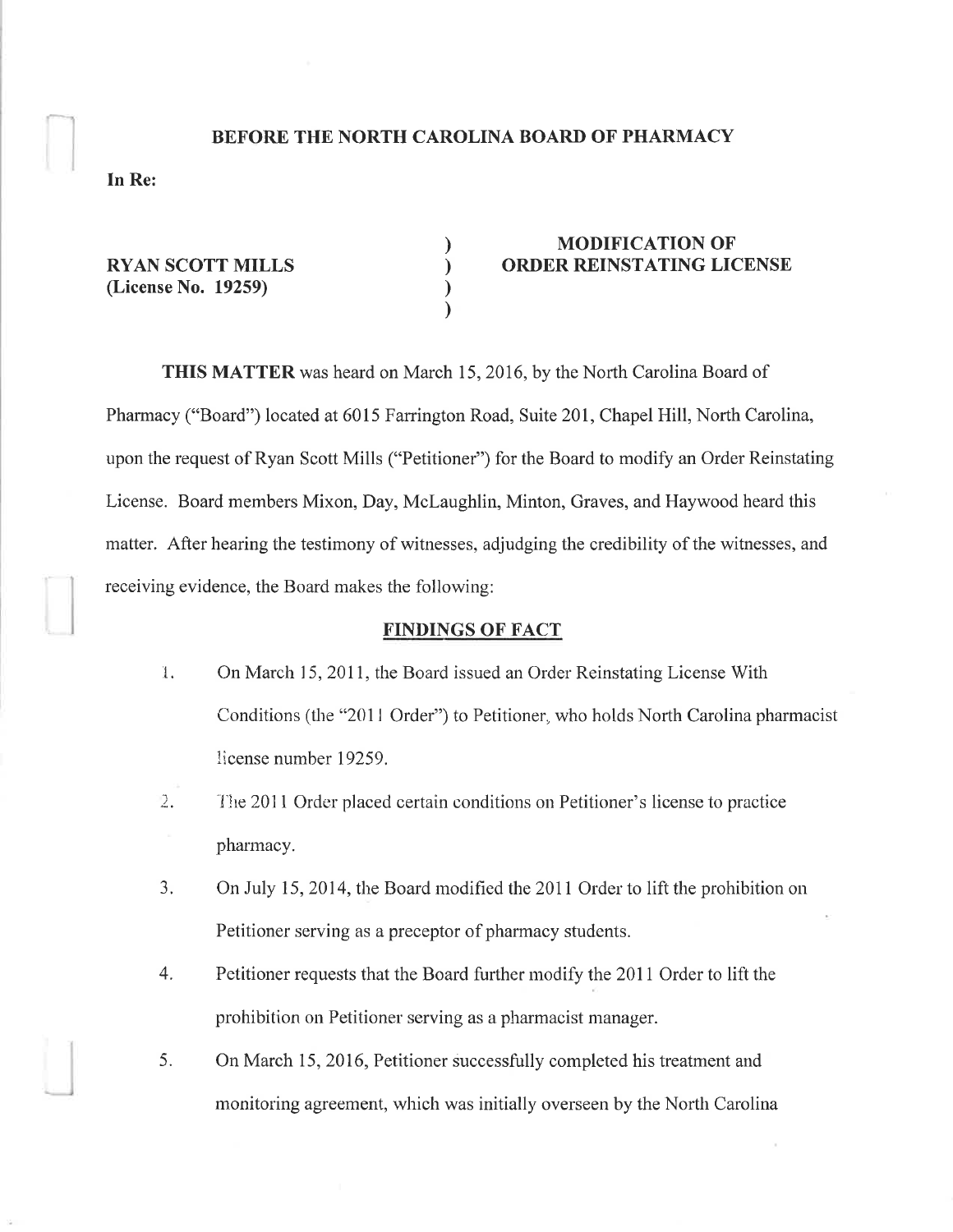**BEFORE THE NORTH CAROLINA BOARD OF PHARMACY**

**In Re:**

| | | |
|---|---|---|
| **RYAN SCOTT MILLS** | ) | **MODIFICATION OF** |
| **(License No. 19259)** | ) | **ORDER REINSTATING LICENSE** |
| | ) | |
| | ) | |

**THIS MATTER** was heard on March 15, 2016, by the North Carolina Board of Pharmacy ("Board") located at 6015 Farrington Road, Suite 201, Chapel Hill, North Carolina, upon the request of Ryan Scott Mills ("Petitioner") for the Board to modify an Order Reinstating License. Board members Mixon, Day, McLaughlin, Minton, Graves, and Haywood heard this matter. After hearing the testimony of witnesses, adjudging the credibility of the witnesses, and receiving evidence, the Board makes the following:

## FINDINGS OF FACT

1. On March 15, 2011, the Board issued an Order Reinstating License With Conditions (the "2011 Order") to Petitioner, who holds North Carolina pharmacist license number 19259.
2. The 2011 Order placed certain conditions on Petitioner's license to practice pharmacy.
3. On July 15, 2014, the Board modified the 2011 Order to lift the prohibition on Petitioner serving as a preceptor of pharmacy students.
4. Petitioner requests that the Board further modify the 2011 Order to lift the prohibition on Petitioner serving as a pharmacist manager.
5. On March 15, 2016, Petitioner successfully completed his treatment and monitoring agreement, which was initially overseen by the North Carolina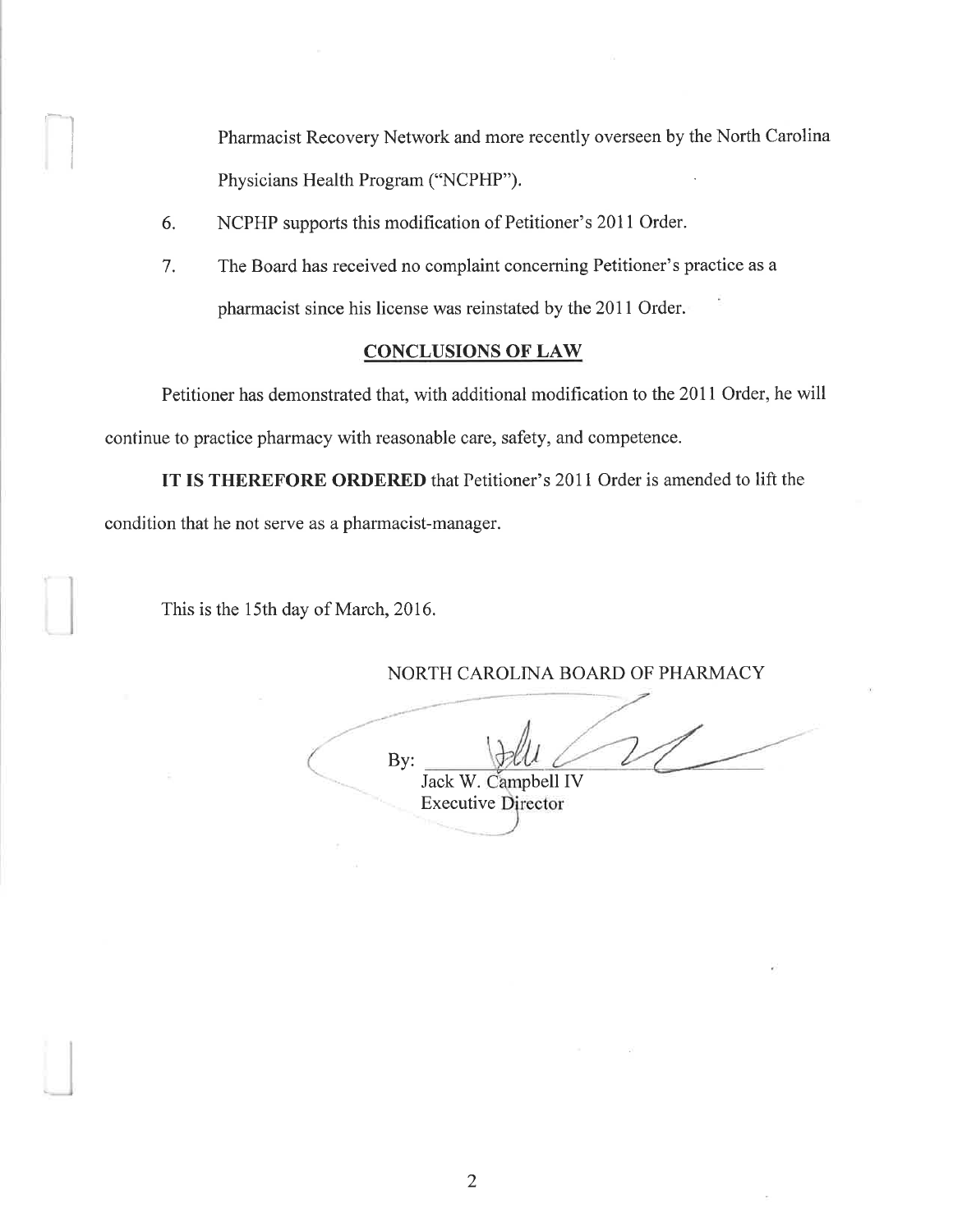Pharmacist Recovery Network and more recently overseen by the North Carolina Physicians Health Program ("NCPHP").

6. NCPHP supports this modification of Petitioner's 2011 Order.

7. The Board has received no complaint concerning Petitioner's practice as a pharmacist since his license was reinstated by the 2011 Order.

## CONCLUSIONS OF LAW

Petitioner has demonstrated that, with additional modification to the 2011 Order, he will continue to practice pharmacy with reasonable care, safety, and competence.

**IT IS THEREFORE ORDERED** that Petitioner's 2011 Order is amended to lift the condition that he not serve as a pharmacist-manager.

This is the 15th day of March, 2016.

NORTH CAROLINA BOARD OF PHARMACY

By: ______________________

Jack W. Campbell IV
Executive Director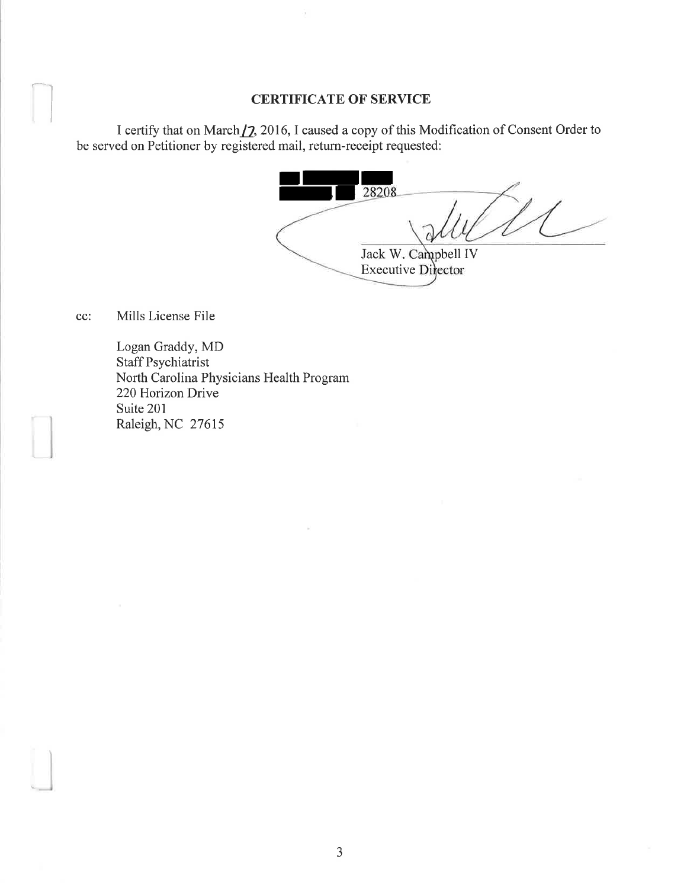## CERTIFICATE OF SERVICE

I certify that on March 17, 2016, I caused a copy of this Modification of Consent Order to be served on Petitioner by registered mail, return-receipt requested:

28208

Jack W. Campbell IV
Executive Director

cc: Mills License File

Logan Graddy, MD
Staff Psychiatrist
North Carolina Physicians Health Program
220 Horizon Drive
Suite 201
Raleigh, NC 27615